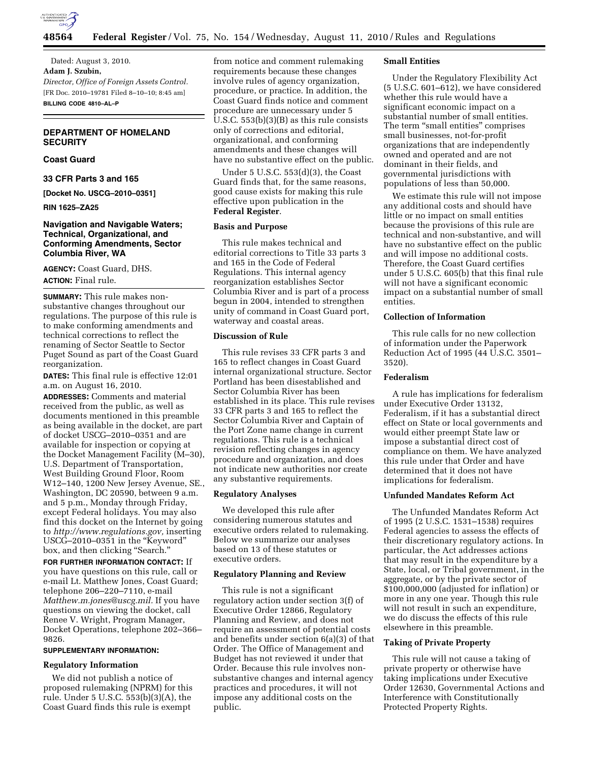Dated: August 3, 2010.

**Adam J. Szubin,**

*Director, Office of Foreign Assets Control.*

[FR Doc. 2010–19781 Filed 8–10–10; 8:45 am]

**BILLING CODE 4810–AL–P**

---

## DEPARTMENT OF HOMELAND SECURITY

### Coast Guard

### 33 CFR Parts 3 and 165

**[Docket No. USCG–2010–0351]**

**RIN 1625–ZA25**

## Navigation and Navigable Waters; Technical, Organizational, and Conforming Amendments, Sector Columbia River, WA

**AGENCY:** Coast Guard, DHS.

**ACTION:** Final rule.

**SUMMARY:** This rule makes non-substantive changes throughout our regulations. The purpose of this rule is to make conforming amendments and technical corrections to reflect the renaming of Sector Seattle to Sector Puget Sound as part of the Coast Guard reorganization.

**DATES:** This final rule is effective 12:01 a.m. on August 16, 2010.

**ADDRESSES:** Comments and material received from the public, as well as documents mentioned in this preamble as being available in the docket, are part of docket USCG–2010–0351 and are available for inspection or copying at the Docket Management Facility (M–30), U.S. Department of Transportation, West Building Ground Floor, Room W12–140, 1200 New Jersey Avenue, SE., Washington, DC 20590, between 9 a.m. and 5 p.m., Monday through Friday, except Federal holidays. You may also find this docket on the Internet by going to *http://www.regulations.gov,* inserting USCG–2010–0351 in the "Keyword" box, and then clicking "Search."

**FOR FURTHER INFORMATION CONTACT:** If you have questions on this rule, call or e-mail Lt. Matthew Jones, Coast Guard; telephone 206–220–7110, e-mail *Matthew.m.jones@uscg.mil.* If you have questions on viewing the docket, call Renee V. Wright, Program Manager, Docket Operations, telephone 202–366–9826.

**SUPPLEMENTARY INFORMATION:**

### Regulatory Information

We did not publish a notice of proposed rulemaking (NPRM) for this rule. Under 5 U.S.C. 553(b)(3)(A), the Coast Guard finds this rule is exempt from notice and comment rulemaking requirements because these changes involve rules of agency organization, procedure, or practice. In addition, the Coast Guard finds notice and comment procedure are unnecessary under 5 U.S.C. 553(b)(3)(B) as this rule consists only of corrections and editorial, organizational, and conforming amendments and these changes will have no substantive effect on the public.

Under 5 U.S.C. 553(d)(3), the Coast Guard finds that, for the same reasons, good cause exists for making this rule effective upon publication in the **Federal Register**.

### Basis and Purpose

This rule makes technical and editorial corrections to Title 33 parts 3 and 165 in the Code of Federal Regulations. This internal agency reorganization establishes Sector Columbia River and is part of a process begun in 2004, intended to strengthen unity of command in Coast Guard port, waterway and coastal areas.

### Discussion of Rule

This rule revises 33 CFR parts 3 and 165 to reflect changes in Coast Guard internal organizational structure. Sector Portland has been disestablished and Sector Columbia River has been established in its place. This rule revises 33 CFR parts 3 and 165 to reflect the Sector Columbia River and Captain of the Port Zone name change in current regulations. This rule is a technical revision reflecting changes in agency procedure and organization, and does not indicate new authorities nor create any substantive requirements.

### Regulatory Analyses

We developed this rule after considering numerous statutes and executive orders related to rulemaking. Below we summarize our analyses based on 13 of these statutes or executive orders.

### Regulatory Planning and Review

This rule is not a significant regulatory action under section 3(f) of Executive Order 12866, Regulatory Planning and Review, and does not require an assessment of potential costs and benefits under section 6(a)(3) of that Order. The Office of Management and Budget has not reviewed it under that Order. Because this rule involves non-substantive changes and internal agency practices and procedures, it will not impose any additional costs on the public.

### Small Entities

Under the Regulatory Flexibility Act (5 U.S.C. 601–612), we have considered whether this rule would have a significant economic impact on a substantial number of small entities. The term "small entities" comprises small businesses, not-for-profit organizations that are independently owned and operated and are not dominant in their fields, and governmental jurisdictions with populations of less than 50,000.

We estimate this rule will not impose any additional costs and should have little or no impact on small entities because the provisions of this rule are technical and non-substantive, and will have no substantive effect on the public and will impose no additional costs. Therefore, the Coast Guard certifies under 5 U.S.C. 605(b) that this final rule will not have a significant economic impact on a substantial number of small entities.

### Collection of Information

This rule calls for no new collection of information under the Paperwork Reduction Act of 1995 (44 U.S.C. 3501–3520).

### Federalism

A rule has implications for federalism under Executive Order 13132, Federalism, if it has a substantial direct effect on State or local governments and would either preempt State law or impose a substantial direct cost of compliance on them. We have analyzed this rule under that Order and have determined that it does not have implications for federalism.

### Unfunded Mandates Reform Act

The Unfunded Mandates Reform Act of 1995 (2 U.S.C. 1531–1538) requires Federal agencies to assess the effects of their discretionary regulatory actions. In particular, the Act addresses actions that may result in the expenditure by a State, local, or Tribal government, in the aggregate, or by the private sector of $100,000,000 (adjusted for inflation) or more in any one year. Though this rule will not result in such an expenditure, we do discuss the effects of this rule elsewhere in this preamble.

### Taking of Private Property

This rule will not cause a taking of private property or otherwise have taking implications under Executive Order 12630, Governmental Actions and Interference with Constitutionally Protected Property Rights.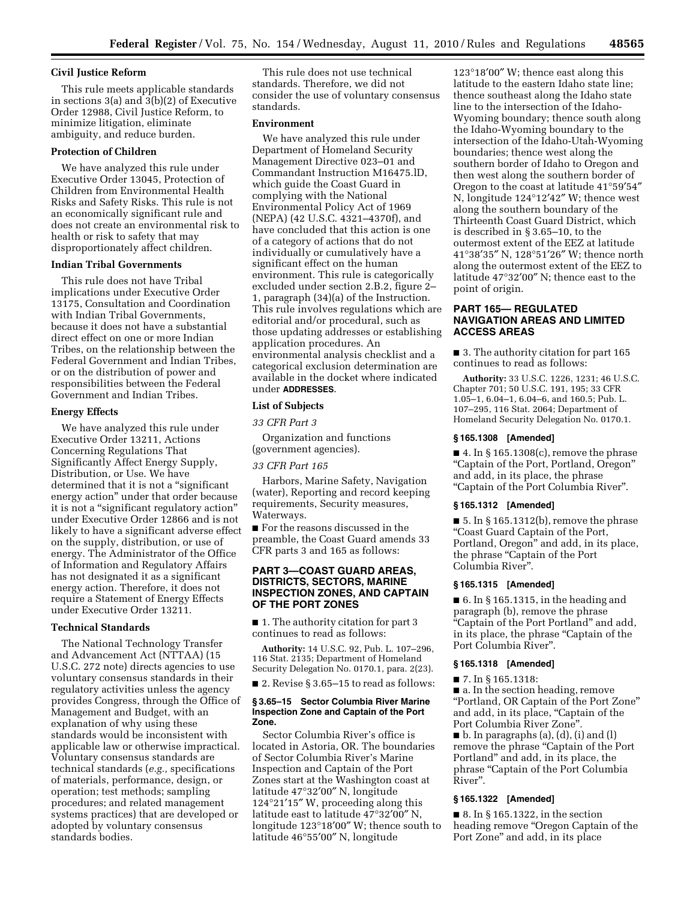### Civil Justice Reform

This rule meets applicable standards in sections 3(a) and 3(b)(2) of Executive Order 12988, Civil Justice Reform, to minimize litigation, eliminate ambiguity, and reduce burden.

### Protection of Children

We have analyzed this rule under Executive Order 13045, Protection of Children from Environmental Health Risks and Safety Risks. This rule is not an economically significant rule and does not create an environmental risk to health or risk to safety that may disproportionately affect children.

### Indian Tribal Governments

This rule does not have Tribal implications under Executive Order 13175, Consultation and Coordination with Indian Tribal Governments, because it does not have a substantial direct effect on one or more Indian Tribes, on the relationship between the Federal Government and Indian Tribes, or on the distribution of power and responsibilities between the Federal Government and Indian Tribes.

### Energy Effects

We have analyzed this rule under Executive Order 13211, Actions Concerning Regulations That Significantly Affect Energy Supply, Distribution, or Use. We have determined that it is not a "significant energy action" under that order because it is not a "significant regulatory action" under Executive Order 12866 and is not likely to have a significant adverse effect on the supply, distribution, or use of energy. The Administrator of the Office of Information and Regulatory Affairs has not designated it as a significant energy action. Therefore, it does not require a Statement of Energy Effects under Executive Order 13211.

### Technical Standards

The National Technology Transfer and Advancement Act (NTTAA) (15 U.S.C. 272 note) directs agencies to use voluntary consensus standards in their regulatory activities unless the agency provides Congress, through the Office of Management and Budget, with an explanation of why using these standards would be inconsistent with applicable law or otherwise impractical. Voluntary consensus standards are technical standards (*e.g.,* specifications of materials, performance, design, or operation; test methods; sampling procedures; and related management systems practices) that are developed or adopted by voluntary consensus standards bodies.

This rule does not use technical standards. Therefore, we did not consider the use of voluntary consensus standards.

### Environment

We have analyzed this rule under Department of Homeland Security Management Directive 023–01 and Commandant Instruction M16475.lD, which guide the Coast Guard in complying with the National Environmental Policy Act of 1969 (NEPA) (42 U.S.C. 4321–4370f), and have concluded that this action is one of a category of actions that do not individually or cumulatively have a significant effect on the human environment. This rule is categorically excluded under section 2.B.2, figure 2–1, paragraph (34)(a) of the Instruction. This rule involves regulations which are editorial and/or procedural, such as those updating addresses or establishing application procedures. An environmental analysis checklist and a categorical exclusion determination are available in the docket where indicated under **ADDRESSES**.

### List of Subjects

*33 CFR Part 3*

Organization and functions (government agencies).

*33 CFR Part 165*

Harbors, Marine Safety, Navigation (water), Reporting and record keeping requirements, Security measures, Waterways.

■ For the reasons discussed in the preamble, the Coast Guard amends 33 CFR parts 3 and 165 as follows:

## PART 3—COAST GUARD AREAS, DISTRICTS, SECTORS, MARINE INSPECTION ZONES, AND CAPTAIN OF THE PORT ZONES

■ 1. The authority citation for part 3 continues to read as follows:

**Authority:** 14 U.S.C. 92, Pub. L. 107–296, 116 Stat. 2135; Department of Homeland Security Delegation No. 0170.1, para. 2(23).

■ 2. Revise § 3.65–15 to read as follows:

#### § 3.65–15 Sector Columbia River Marine Inspection Zone and Captain of the Port Zone.

Sector Columbia River's office is located in Astoria, OR. The boundaries of Sector Columbia River's Marine Inspection and Captain of the Port Zones start at the Washington coast at latitude 47°32′00″ N, longitude 124°21′15″ W, proceeding along this latitude east to latitude 47°32′00″ N, longitude 123°18′00″ W; thence south to latitude 46°55′00″ N, longitude 123°18′00″ W; thence east along this latitude to the eastern Idaho state line; thence southeast along the Idaho state line to the intersection of the Idaho-Wyoming boundary; thence south along the Idaho-Wyoming boundary to the intersection of the Idaho-Utah-Wyoming boundaries; thence west along the southern border of Idaho to Oregon and then west along the southern border of Oregon to the coast at latitude 41°59′54″ N, longitude 124°12′42″ W; thence west along the southern boundary of the Thirteenth Coast Guard District, which is described in § 3.65–10, to the outermost extent of the EEZ at latitude 41°38′35″ N, 128°51′26″ W; thence north along the outermost extent of the EEZ to latitude 47°32′00″ N; thence east to the point of origin.

## PART 165— REGULATED NAVIGATION AREAS AND LIMITED ACCESS AREAS

■ 3. The authority citation for part 165 continues to read as follows:

**Authority:** 33 U.S.C. 1226, 1231; 46 U.S.C. Chapter 701; 50 U.S.C. 191, 195; 33 CFR 1.05–1, 6.04–1, 6.04–6, and 160.5; Pub. L. 107–295, 116 Stat. 2064; Department of Homeland Security Delegation No. 0170.1.

#### § 165.1308 [Amended]

■ 4. In § 165.1308(c), remove the phrase "Captain of the Port, Portland, Oregon" and add, in its place, the phrase "Captain of the Port Columbia River".

#### § 165.1312 [Amended]

■ 5. In § 165.1312(b), remove the phrase "Coast Guard Captain of the Port, Portland, Oregon" and add, in its place, the phrase "Captain of the Port Columbia River".

#### § 165.1315 [Amended]

■ 6. In § 165.1315, in the heading and paragraph (b), remove the phrase "Captain of the Port Portland" and add, in its place, the phrase "Captain of the Port Columbia River".

#### § 165.1318 [Amended]

■ 7. In § 165.1318:

■ a. In the section heading, remove "Portland, OR Captain of the Port Zone" and add, in its place, "Captain of the Port Columbia River Zone".

■ b. In paragraphs (a), (d), (i) and (l) remove the phrase "Captain of the Port Portland" and add, in its place, the phrase "Captain of the Port Columbia River".

#### § 165.1322 [Amended]

■ 8. In § 165.1322, in the section heading remove "Oregon Captain of the Port Zone" and add, in its place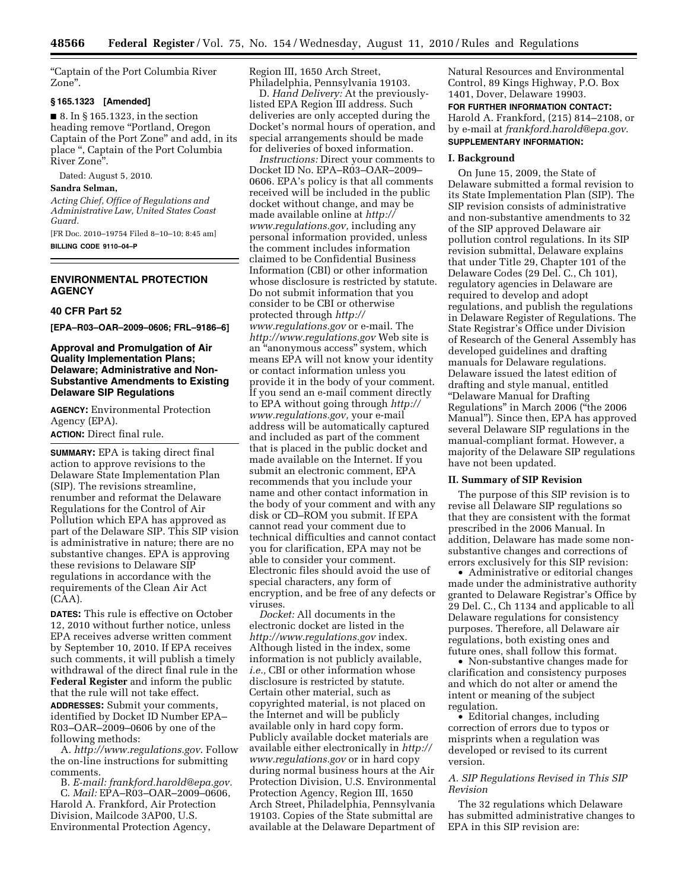"Captain of the Port Columbia River Zone".

**§ 165.1323 [Amended]**

■ 8. In § 165.1323, in the section heading remove "Portland, Oregon Captain of the Port Zone" and add, in its place ", Captain of the Port Columbia River Zone".

Dated: August 5, 2010.

**Sandra Selman,**

*Acting Chief, Office of Regulations and Administrative Law, United States Coast Guard.*

[FR Doc. 2010–19754 Filed 8–10–10; 8:45 am]

**BILLING CODE 9110–04–P**

## ENVIRONMENTAL PROTECTION AGENCY

### 40 CFR Part 52

**[EPA–R03–OAR–2009–0606; FRL–9186–6]**

### Approval and Promulgation of Air Quality Implementation Plans; Delaware; Administrative and Non-Substantive Amendments to Existing Delaware SIP Regulations

**AGENCY:** Environmental Protection Agency (EPA).

**ACTION:** Direct final rule.

**SUMMARY:** EPA is taking direct final action to approve revisions to the Delaware State Implementation Plan (SIP). The revisions streamline, renumber and reformat the Delaware Regulations for the Control of Air Pollution which EPA has approved as part of the Delaware SIP. This SIP vision is administrative in nature; there are no substantive changes. EPA is approving these revisions to Delaware SIP regulations in accordance with the requirements of the Clean Air Act (CAA).

**DATES:** This rule is effective on October 12, 2010 without further notice, unless EPA receives adverse written comment by September 10, 2010. If EPA receives such comments, it will publish a timely withdrawal of the direct final rule in the **Federal Register** and inform the public that the rule will not take effect.

**ADDRESSES:** Submit your comments, identified by Docket ID Number EPA–R03–OAR–2009–0606 by one of the following methods:

A. *http://www.regulations.gov*. Follow the on-line instructions for submitting comments.

B. *E-mail: frankford.harold@epa.gov.*

C. *Mail:* EPA–R03–OAR–2009–0606, Harold A. Frankford, Air Protection Division, Mailcode 3AP00, U.S. Environmental Protection Agency, Region III, 1650 Arch Street, Philadelphia, Pennsylvania 19103.

D. *Hand Delivery:* At the previously-listed EPA Region III address. Such deliveries are only accepted during the Docket's normal hours of operation, and special arrangements should be made for deliveries of boxed information.

*Instructions:* Direct your comments to Docket ID No. EPA–R03–OAR–2009–0606. EPA's policy is that all comments received will be included in the public docket without change, and may be made available online at *http://www.regulations.gov,* including any personal information provided, unless the comment includes information claimed to be Confidential Business Information (CBI) or other information whose disclosure is restricted by statute. Do not submit information that you consider to be CBI or otherwise protected through *http://www.regulations.gov* or e-mail. The *http://www.regulations.gov* Web site is an "anonymous access" system, which means EPA will not know your identity or contact information unless you provide it in the body of your comment. If you send an e-mail comment directly to EPA without going through *http://www.regulations.gov,* your e-mail address will be automatically captured and included as part of the comment that is placed in the public docket and made available on the Internet. If you submit an electronic comment, EPA recommends that you include your name and other contact information in the body of your comment and with any disk or CD–ROM you submit. If EPA cannot read your comment due to technical difficulties and cannot contact you for clarification, EPA may not be able to consider your comment. Electronic files should avoid the use of special characters, any form of encryption, and be free of any defects or viruses.

*Docket:* All documents in the electronic docket are listed in the *http://www.regulations.gov* index. Although listed in the index, some information is not publicly available, *i.e.,* CBI or other information whose disclosure is restricted by statute. Certain other material, such as copyrighted material, is not placed on the Internet and will be publicly available only in hard copy form. Publicly available docket materials are available either electronically in *http://www.regulations.gov* or in hard copy during normal business hours at the Air Protection Division, U.S. Environmental Protection Agency, Region III, 1650 Arch Street, Philadelphia, Pennsylvania 19103. Copies of the State submittal are available at the Delaware Department of Natural Resources and Environmental Control, 89 Kings Highway, P.O. Box 1401, Dover, Delaware 19903.

**FOR FURTHER INFORMATION CONTACT:** Harold A. Frankford, (215) 814–2108, or by e-mail at *frankford.harold@epa.gov*.

**SUPPLEMENTARY INFORMATION:**

### I. Background

On June 15, 2009, the State of Delaware submitted a formal revision to its State Implementation Plan (SIP). The SIP revision consists of administrative and non-substantive amendments to 32 of the SIP approved Delaware air pollution control regulations. In its SIP revision submittal, Delaware explains that under Title 29, Chapter 101 of the Delaware Codes (29 Del. C., Ch 101), regulatory agencies in Delaware are required to develop and adopt regulations, and publish the regulations in Delaware Register of Regulations. The State Registrar's Office under Division of Research of the General Assembly has developed guidelines and drafting manuals for Delaware regulations. Delaware issued the latest edition of drafting and style manual, entitled "Delaware Manual for Drafting Regulations" in March 2006 ("the 2006 Manual"). Since then, EPA has approved several Delaware SIP regulations in the manual-compliant format. However, a majority of the Delaware SIP regulations have not been updated.

### II. Summary of SIP Revision

The purpose of this SIP revision is to revise all Delaware SIP regulations so that they are consistent with the format prescribed in the 2006 Manual. In addition, Delaware has made some non-substantive changes and corrections of errors exclusively for this SIP revision:

- Administrative or editorial changes made under the administrative authority granted to Delaware Registrar's Office by 29 Del. C., Ch 1134 and applicable to all Delaware regulations for consistency purposes. Therefore, all Delaware air regulations, both existing ones and future ones, shall follow this format.
- Non-substantive changes made for clarification and consistency purposes and which do not alter or amend the intent or meaning of the subject regulation.
- Editorial changes, including correction of errors due to typos or misprints when a regulation was developed or revised to its current version.

#### *A. SIP Regulations Revised in This SIP Revision*

The 32 regulations which Delaware has submitted administrative changes to EPA in this SIP revision are: